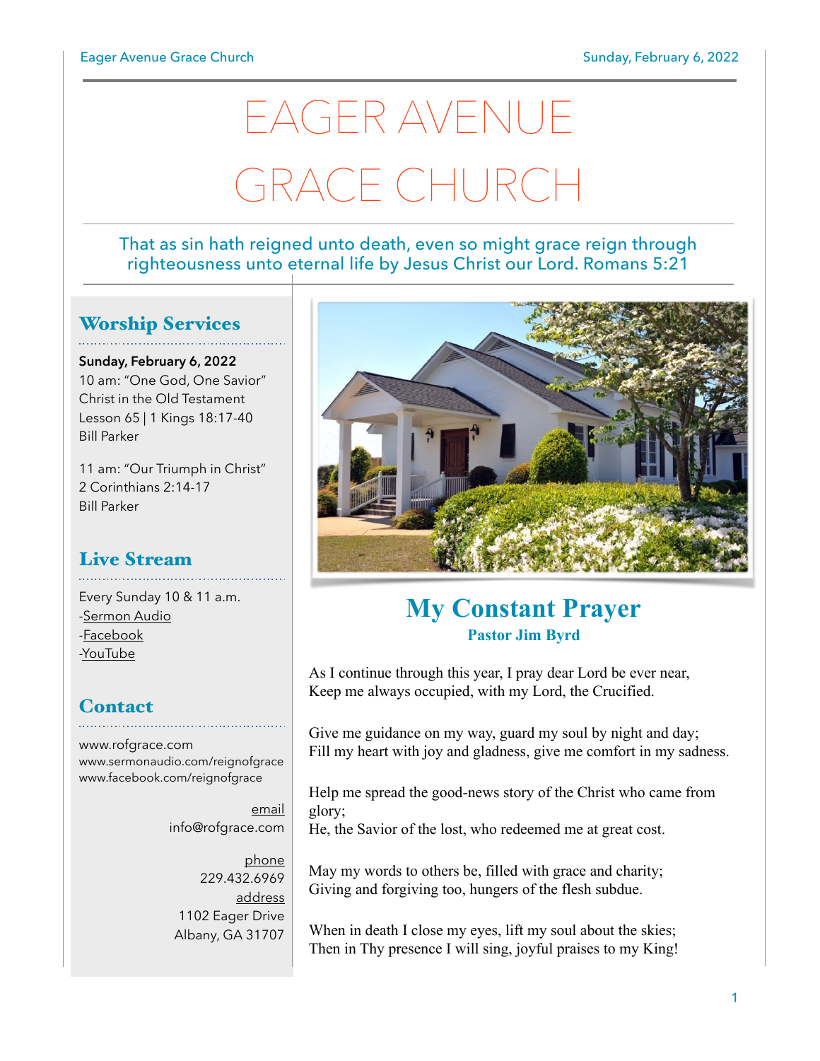# EAGER AVENUE GRACE CHURCH

That as sin hath reigned unto death, even so might grace reign through righteousness unto eternal life by Jesus Christ our Lord. Romans 5:21

## Worship Services

**Sunday, February 6, 2022**
10 am: "One God, One Savior"
Christ in the Old Testament
Lesson 65 | 1 Kings 18:17-40
Bill Parker

11 am: "Our Triumph in Christ"
2 Corinthians 2:14-17
Bill Parker

## Live Stream

Every Sunday 10 & 11 a.m.
-Sermon Audio
-Facebook
-YouTube

## Contact

www.rofgrace.com
www.sermonaudio.com/reignofgrace
www.facebook.com/reignofgrace

email
info@rofgrace.com

phone
229.432.6969

address
1102 Eager Drive
Albany, GA 31707

## My Constant Prayer

**Pastor Jim Byrd**

As I continue through this year, I pray dear Lord be ever near,
Keep me always occupied, with my Lord, the Crucified.

Give me guidance on my way, guard my soul by night and day;
Fill my heart with joy and gladness, give me comfort in my sadness.

Help me spread the good-news story of the Christ who came from glory;
He, the Savior of the lost, who redeemed me at great cost.

May my words to others be, filled with grace and charity;
Giving and forgiving too, hungers of the flesh subdue.

When in death I close my eyes, lift my soul about the skies;
Then in Thy presence I will sing, joyful praises to my King!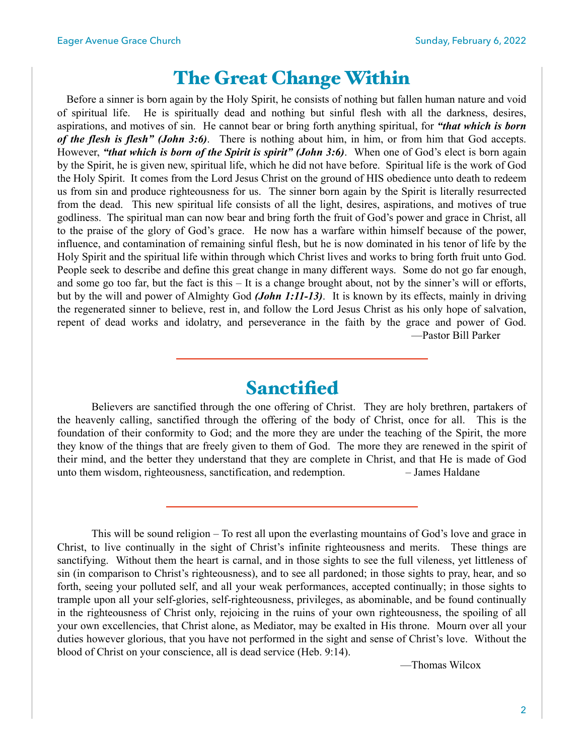# The Great Change Within

Before a sinner is born again by the Holy Spirit, he consists of nothing but fallen human nature and void of spiritual life. He is spiritually dead and nothing but sinful flesh with all the darkness, desires, aspirations, and motives of sin. He cannot bear or bring forth anything spiritual, for ***"that which is born of the flesh is flesh" (John 3:6)***. There is nothing about him, in him, or from him that God accepts. However, ***"that which is born of the Spirit is spirit" (John 3:6)***. When one of God's elect is born again by the Spirit, he is given new, spiritual life, which he did not have before. Spiritual life is the work of God the Holy Spirit. It comes from the Lord Jesus Christ on the ground of HIS obedience unto death to redeem us from sin and produce righteousness for us. The sinner born again by the Spirit is literally resurrected from the dead. This new spiritual life consists of all the light, desires, aspirations, and motives of true godliness. The spiritual man can now bear and bring forth the fruit of God's power and grace in Christ, all to the praise of the glory of God's grace. He now has a warfare within himself because of the power, influence, and contamination of remaining sinful flesh, but he is now dominated in his tenor of life by the Holy Spirit and the spiritual life within through which Christ lives and works to bring forth fruit unto God. People seek to describe and define this great change in many different ways. Some do not go far enough, and some go too far, but the fact is this – It is a change brought about, not by the sinner's will or efforts, but by the will and power of Almighty God ***(John 1:11-13)***. It is known by its effects, mainly in driving the regenerated sinner to believe, rest in, and follow the Lord Jesus Christ as his only hope of salvation, repent of dead works and idolatry, and perseverance in the faith by the grace and power of God.

—Pastor Bill Parker

---

# Sanctified

Believers are sanctified through the one offering of Christ. They are holy brethren, partakers of the heavenly calling, sanctified through the offering of the body of Christ, once for all. This is the foundation of their conformity to God; and the more they are under the teaching of the Spirit, the more they know of the things that are freely given to them of God. The more they are renewed in the spirit of their mind, and the better they understand that they are complete in Christ, and that He is made of God unto them wisdom, righteousness, sanctification, and redemption. – James Haldane

---

This will be sound religion – To rest all upon the everlasting mountains of God's love and grace in Christ, to live continually in the sight of Christ's infinite righteousness and merits. These things are sanctifying. Without them the heart is carnal, and in those sights to see the full vileness, yet littleness of sin (in comparison to Christ's righteousness), and to see all pardoned; in those sights to pray, hear, and so forth, seeing your polluted self, and all your weak performances, accepted continually; in those sights to trample upon all your self-glories, self-righteousness, privileges, as abominable, and be found continually in the righteousness of Christ only, rejoicing in the ruins of your own righteousness, the spoiling of all your own excellencies, that Christ alone, as Mediator, may be exalted in His throne. Mourn over all your duties however glorious, that you have not performed in the sight and sense of Christ's love. Without the blood of Christ on your conscience, all is dead service (Heb. 9:14).

—Thomas Wilcox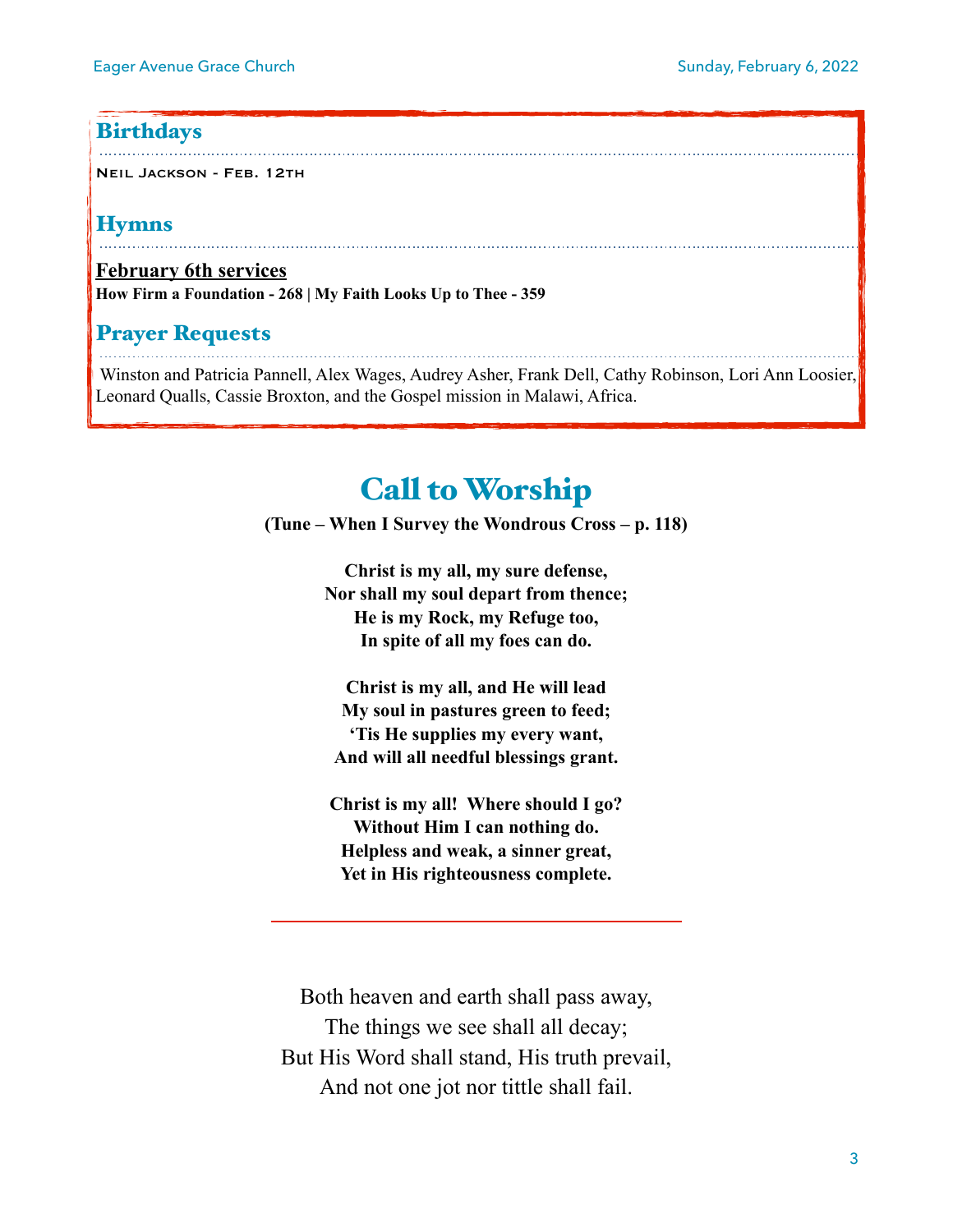## Birthdays

NEIL JACKSON - FEB. 12TH

## Hymns

**February 6th services**

**How Firm a Foundation - 268 | My Faith Looks Up to Thee - 359**

## Prayer Requests

Winston and Patricia Pannell, Alex Wages, Audrey Asher, Frank Dell, Cathy Robinson, Lori Ann Loosier, Leonard Qualls, Cassie Broxton, and the Gospel mission in Malawi, Africa.

# Call to Worship

**(Tune – When I Survey the Wondrous Cross – p. 118)**

**Christ is my all, my sure defense,**
**Nor shall my soul depart from thence;**
**He is my Rock, my Refuge too,**
**In spite of all my foes can do.**

**Christ is my all, and He will lead**
**My soul in pastures green to feed;**
**'Tis He supplies my every want,**
**And will all needful blessings grant.**

**Christ is my all! Where should I go?**
**Without Him I can nothing do.**
**Helpless and weak, a sinner great,**
**Yet in His righteousness complete.**

---

Both heaven and earth shall pass away,
The things we see shall all decay;
But His Word shall stand, His truth prevail,
And not one jot nor tittle shall fail.